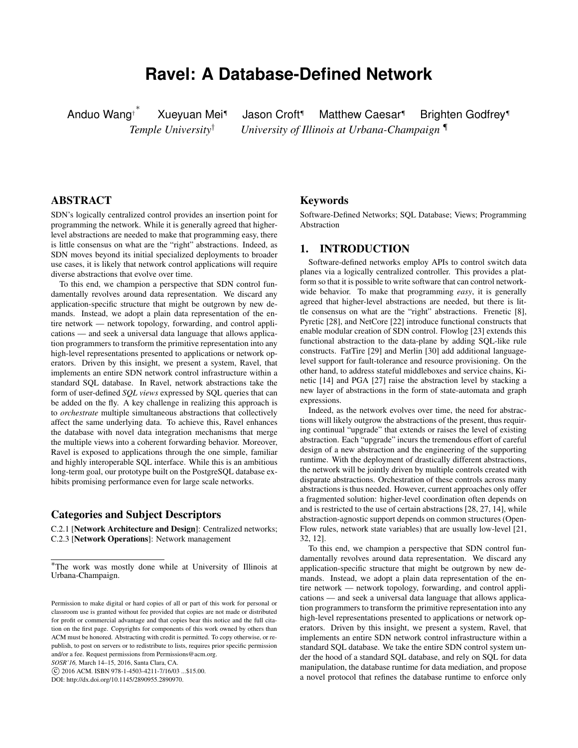# Ravel: A Database-Defined Network

Anduo Wang[†] [*] Xueyuan Mei[¶] Jason Croft[¶] Matthew Caesar[¶] Brighten Godfrey[¶]

*Temple University*[†] *University of Illinois at Urbana-Champaign* [¶]

## ABSTRACT

SDN's logically centralized control provides an insertion point for programming the network. While it is generally agreed that higher-level abstractions are needed to make that programming easy, there is little consensus on what are the "right" abstractions. Indeed, as SDN moves beyond its initial specialized deployments to broader use cases, it is likely that network control applications will require diverse abstractions that evolve over time.

To this end, we champion a perspective that SDN control fundamentally revolves around data representation. We discard any application-specific structure that might be outgrown by new demands. Instead, we adopt a plain data representation of the entire network — network topology, forwarding, and control applications — and seek a universal data language that allows application programmers to transform the primitive representation into any high-level representations presented to applications or network operators. Driven by this insight, we present a system, Ravel, that implements an entire SDN network control infrastructure within a standard SQL database. In Ravel, network abstractions take the form of user-defined *SQL views* expressed by SQL queries that can be added on the fly. A key challenge in realizing this approach is to *orchestrate* multiple simultaneous abstractions that collectively affect the same underlying data. To achieve this, Ravel enhances the database with novel data integration mechanisms that merge the multiple views into a coherent forwarding behavior. Moreover, Ravel is exposed to applications through the one simple, familiar and highly interoperable SQL interface. While this is an ambitious long-term goal, our prototype built on the PostgreSQL database exhibits promising performance even for large scale networks.

### Categories and Subject Descriptors

C.2.1 [**Network Architecture and Design**]: Centralized networks; C.2.3 [**Network Operations**]: Network management

[*]The work was mostly done while at University of Illinois at Urbana-Champaign.

Permission to make digital or hard copies of all or part of this work for personal or classroom use is granted without fee provided that copies are not made or distributed for profit or commercial advantage and that copies bear this notice and the full citation on the first page. Copyrights for components of this work owned by others than ACM must be honored. Abstracting with credit is permitted. To copy otherwise, or republish, to post on servers or to redistribute to lists, requires prior specific permission and/or a fee. Request permissions from Permissions@acm.org.
*SOSR'16,* March 14–15, 2016, Santa Clara, CA.
© 2016 ACM. ISBN 978-1-4503-4211-7/16/03 ...$15.00.
DOI: http://dx.doi.org/10.1145/2890955.2890970.

## Keywords

Software-Defined Networks; SQL Database; Views; Programming Abstraction

## 1. INTRODUCTION

Software-defined networks employ APIs to control switch data planes via a logically centralized controller. This provides a platform so that it is possible to write software that can control network-wide behavior. To make that programming *easy*, it is generally agreed that higher-level abstractions are needed, but there is little consensus on what are the "right" abstractions. Frenetic [8], Pyretic [28], and NetCore [22] introduce functional constructs that enable modular creation of SDN control. Flowlog [23] extends this functional abstraction to the data-plane by adding SQL-like rule constructs. FatTire [29] and Merlin [30] add additional language-level support for fault-tolerance and resource provisioning. On the other hand, to address stateful middleboxes and service chains, Kinetic [14] and PGA [27] raise the abstraction level by stacking a new layer of abstractions in the form of state-automata and graph expressions.

Indeed, as the network evolves over time, the need for abstractions will likely outgrow the abstractions of the present, thus requiring continual "upgrade" that extends or raises the level of existing abstraction. Each "upgrade" incurs the tremendous effort of careful design of a new abstraction and the engineering of the supporting runtime. With the deployment of drastically different abstractions, the network will be jointly driven by multiple controls created with disparate abstractions. Orchestration of these controls across many abstractions is thus needed. However, current approaches only offer a fragmented solution: higher-level coordination often depends on and is restricted to the use of certain abstractions [28, 27, 14], while abstraction-agnostic support depends on common structures (OpenFlow rules, network state variables) that are usually low-level [21, 32, 12].

To this end, we champion a perspective that SDN control fundamentally revolves around data representation. We discard any application-specific structure that might be outgrown by new demands. Instead, we adopt a plain data representation of the entire network — network topology, forwarding, and control applications — and seek a universal data language that allows application programmers to transform the primitive representation into any high-level representations presented to applications or network operators. Driven by this insight, we present a system, Ravel, that implements an entire SDN network control infrastructure within a standard SQL database. We take the entire SDN control system under the hood of a standard SQL database, and rely on SQL for data manipulation, the database runtime for data mediation, and propose a novel protocol that refines the database runtime to enforce only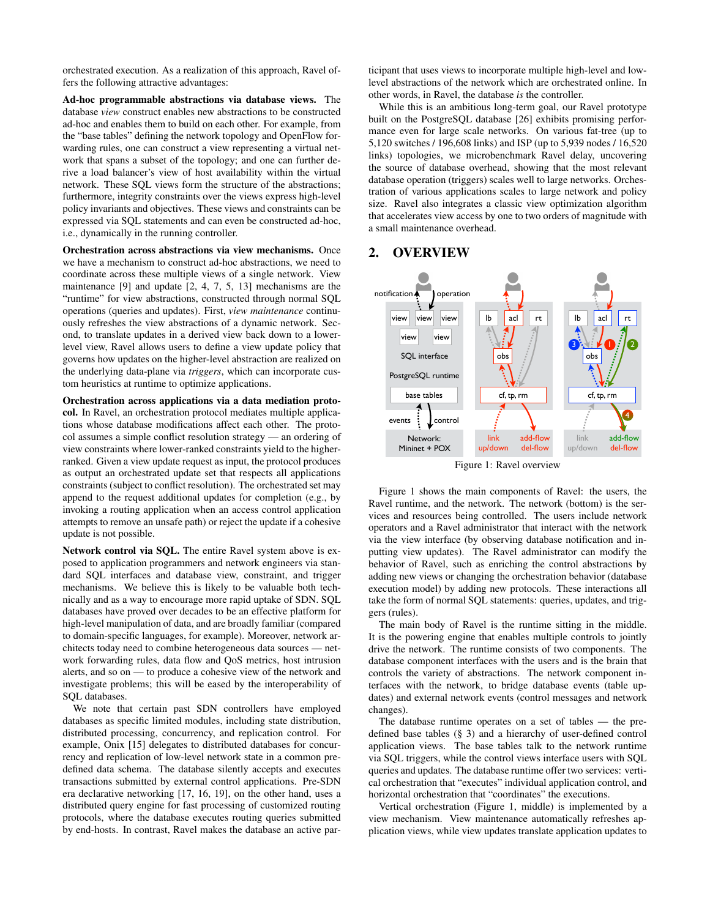orchestrated execution. As a realization of this approach, Ravel offers the following attractive advantages:

**Ad-hoc programmable abstractions via database views.** The database *view* construct enables new abstractions to be constructed ad-hoc and enables them to build on each other. For example, from the "base tables" defining the network topology and OpenFlow forwarding rules, one can construct a view representing a virtual network that spans a subset of the topology; and one can further derive a load balancer's view of host availability within the virtual network. These SQL views form the structure of the abstractions; furthermore, integrity constraints over the views express high-level policy invariants and objectives. These views and constraints can be expressed via SQL statements and can even be constructed ad-hoc, i.e., dynamically in the running controller.

**Orchestration across abstractions via view mechanisms.** Once we have a mechanism to construct ad-hoc abstractions, we need to coordinate across these multiple views of a single network. View maintenance [9] and update [2, 4, 7, 5, 13] mechanisms are the "runtime" for view abstractions, constructed through normal SQL operations (queries and updates). First, *view maintenance* continuously refreshes the view abstractions of a dynamic network. Second, to translate updates in a derived view back down to a lower-level view, Ravel allows users to define a view update policy that governs how updates on the higher-level abstraction are realized on the underlying data-plane via *triggers*, which can incorporate custom heuristics at runtime to optimize applications.

**Orchestration across applications via a data mediation protocol.** In Ravel, an orchestration protocol mediates multiple applications whose database modifications affect each other. The protocol assumes a simple conflict resolution strategy — an ordering of view constraints where lower-ranked constraints yield to the higher-ranked. Given a view update request as input, the protocol produces as output an orchestrated update set that respects all applications constraints (subject to conflict resolution). The orchestrated set may append to the request additional updates for completion (e.g., by invoking a routing application when an access control application attempts to remove an unsafe path) or reject the update if a cohesive update is not possible.

**Network control via SQL.** The entire Ravel system above is exposed to application programmers and network engineers via standard SQL interfaces and database view, constraint, and trigger mechanisms. We believe this is likely to be valuable both technically and as a way to encourage more rapid uptake of SDN. SQL databases have proved over decades to be an effective platform for high-level manipulation of data, and are broadly familiar (compared to domain-specific languages, for example). Moreover, network architects today need to combine heterogeneous data sources — network forwarding rules, data flow and QoS metrics, host intrusion alerts, and so on — to produce a cohesive view of the network and investigate problems; this will be eased by the interoperability of SQL databases.

We note that certain past SDN controllers have employed databases as specific limited modules, including state distribution, distributed processing, concurrency, and replication control. For example, Onix [15] delegates to distributed databases for concurrency and replication of low-level network state in a common predefined data schema. The database silently accepts and executes transactions submitted by external control applications. Pre-SDN era declarative networking [17, 16, 19], on the other hand, uses a distributed query engine for fast processing of customized routing protocols, where the database executes routing queries submitted by end-hosts. In contrast, Ravel makes the database an active participant that uses views to incorporate multiple high-level and low-level abstractions of the network which are orchestrated online. In other words, in Ravel, the database *is* the controller.

While this is an ambitious long-term goal, our Ravel prototype built on the PostgreSQL database [26] exhibits promising performance even for large scale networks. On various fat-tree (up to 5,120 switches / 196,608 links) and ISP (up to 5,939 nodes / 16,520 links) topologies, we microbenchmark Ravel delay, uncovering the source of database overhead, showing that the most relevant database operation (triggers) scales well to large networks. Orchestration of various applications scales to large network and policy size. Ravel also integrates a classic view optimization algorithm that accelerates view access by one to two orders of magnitude with a small maintenance overhead.

## 2. OVERVIEW

notification
operation
view
view
view
view
view
SQL interface
PostgreSQL runtime
base tables
events
control
Network:
Mininet + POX
lb
acl
rt
obs
cf, tp, rm
link
up/down
add-flow
del-flow
lb
acl
rt
3
1
2
obs
cf, tp, rm
4
link
up/down
add-flow
del-flow

Figure 1: Ravel overview

Figure 1 shows the main components of Ravel: the users, the Ravel runtime, and the network. The network (bottom) is the services and resources being controlled. The users include network operators and a Ravel administrator that interact with the network via the view interface (by observing database notification and inputting view updates). The Ravel administrator can modify the behavior of Ravel, such as enriching the control abstractions by adding new views or changing the orchestration behavior (database execution model) by adding new protocols. These interactions all take the form of normal SQL statements: queries, updates, and triggers (rules).

The main body of Ravel is the runtime sitting in the middle. It is the powering engine that enables multiple controls to jointly drive the network. The runtime consists of two components. The database component interfaces with the users and is the brain that controls the variety of abstractions. The network component interfaces with the network, to bridge database events (table updates) and external network events (control messages and network changes).

The database runtime operates on a set of tables — the predefined base tables (§ 3) and a hierarchy of user-defined control application views. The base tables talk to the network runtime via SQL triggers, while the control views interface users with SQL queries and updates. The database runtime offer two services: vertical orchestration that "executes" individual application control, and horizontal orchestration that "coordinates" the executions.

Vertical orchestration (Figure 1, middle) is implemented by a view mechanism. View maintenance automatically refreshes application views, while view updates translate application updates to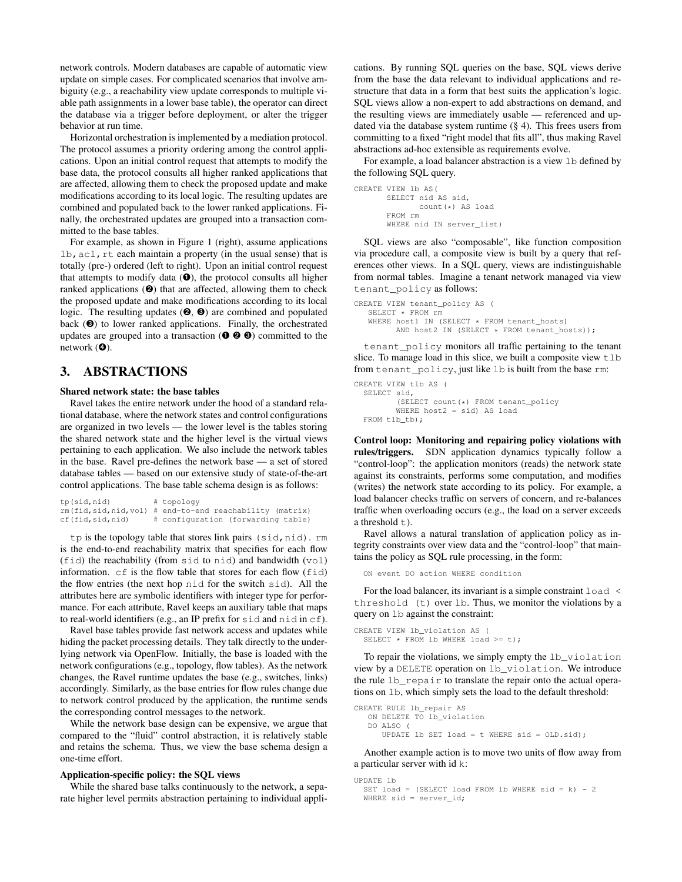network controls. Modern databases are capable of automatic view update on simple cases. For complicated scenarios that involve ambiguity (e.g., a reachability view update corresponds to multiple viable path assignments in a lower base table), the operator can direct the database via a trigger before deployment, or alter the trigger behavior at run time.

Horizontal orchestration is implemented by a mediation protocol. The protocol assumes a priority ordering among the control applications. Upon an initial control request that attempts to modify the base data, the protocol consults all higher ranked applications that are affected, allowing them to check the proposed update and make modifications according to its local logic. The resulting updates are combined and populated back to the lower ranked applications. Finally, the orchestrated updates are grouped into a transaction committed to the base tables.

For example, as shown in Figure 1 (right), assume applications lb,acl,rt each maintain a property (in the usual sense) that is totally (pre-) ordered (left to right). Upon an initial control request that attempts to modify data (❶), the protocol consults all higher ranked applications (❷) that are affected, allowing them to check the proposed update and make modifications according to its local logic. The resulting updates (❷, ❸) are combined and populated back (❸) to lower ranked applications. Finally, the orchestrated updates are grouped into a transaction (❶ ❷ ❸) committed to the network (❹).

## 3. ABSTRACTIONS

**Shared network state: the base tables**

Ravel takes the entire network under the hood of a standard relational database, where the network states and control configurations are organized in two levels — the lower level is the tables storing the shared network state and the higher level is the virtual views pertaining to each application. We also include the network tables in the base. Ravel pre-defines the network base — a set of stored database tables — based on our extensive study of state-of-the-art control applications. The base table schema design is as follows:

```
tp(sid,nid)          # topology
rm(fid,sid,nid,vol)  # end-to-end reachability (matrix)
cf(fid,sid,nid)      # configuration (forwarding table)
```

tp is the topology table that stores link pairs (sid,nid). rm is the end-to-end reachability matrix that specifies for each flow (fid) the reachability (from sid to nid) and bandwidth (vol) information. cf is the flow table that stores for each flow (fid) the flow entries (the next hop nid for the switch sid). All the attributes here are symbolic identifiers with integer type for performance. For each attribute, Ravel keeps an auxiliary table that maps to real-world identifiers (e.g., an IP prefix for sid and nid in cf).

Ravel base tables provide fast network access and updates while hiding the packet processing details. They talk directly to the underlying network via OpenFlow. Initially, the base is loaded with the network configurations (e.g., topology, flow tables). As the network changes, the Ravel runtime updates the base (e.g., switches, links) accordingly. Similarly, as the base entries for flow rules change due to network control produced by the application, the runtime sends the corresponding control messages to the network.

While the network base design can be expensive, we argue that compared to the "fluid" control abstraction, it is relatively stable and retains the schema. Thus, we view the base schema design a one-time effort.

**Application-specific policy: the SQL views**

While the shared base talks continuously to the network, a separate higher level permits abstraction pertaining to individual applications. By running SQL queries on the base, SQL views derive from the base the data relevant to individual applications and restructure that data in a form that best suits the application's logic. SQL views allow a non-expert to add abstractions on demand, and the resulting views are immediately usable — referenced and updated via the database system runtime (§ 4). This frees users from committing to a fixed "right model that fits all", thus making Ravel abstractions ad-hoc extensible as requirements evolve.

For example, a load balancer abstraction is a view lb defined by the following SQL query.

```
CREATE VIEW lb AS(
       SELECT nid AS sid,
              count(*) AS load
       FROM rm
       WHERE nid IN server_list)
```

SQL views are also "composable", like function composition via procedure call, a composite view is built by a query that references other views. In a SQL query, views are indistinguishable from normal tables. Imagine a tenant network managed via view tenant_policy as follows:

```
CREATE VIEW tenant_policy AS (
   SELECT * FROM rm
   WHERE host1 IN (SELECT * FROM tenant_hosts)
         AND host2 IN (SELECT * FROM tenant_hosts));
```

tenant_policy monitors all traffic pertaining to the tenant slice. To manage load in this slice, we built a composite view tlb from tenant_policy, just like lb is built from the base rm:

```
CREATE VIEW tlb AS (
  SELECT sid,
         (SELECT count(*) FROM tenant_policy
         WHERE host2 = sid) AS load
  FROM tlb_tb);
```

**Control loop: Monitoring and repairing policy violations with rules/triggers.** SDN application dynamics typically follow a "control-loop": the application monitors (reads) the network state against its constraints, performs some computation, and modifies (writes) the network state according to its policy. For example, a load balancer checks traffic on servers of concern, and re-balances traffic when overloading occurs (e.g., the load on a server exceeds a threshold t).

Ravel allows a natural translation of application policy as integrity constraints over view data and the "control-loop" that maintains the policy as SQL rule processing, in the form:

```
ON event DO action WHERE condition
```

For the load balancer, its invariant is a simple constraint load < threshold (t) over lb. Thus, we monitor the violations by a query on lb against the constraint:

```
CREATE VIEW lb_violation AS (
  SELECT * FROM lb WHERE load >= t);
```

To repair the violations, we simply empty the lb_violation view by a DELETE operation on lb_violation. We introduce the rule lb_repair to translate the repair onto the actual operations on lb, which simply sets the load to the default threshold:

```
CREATE RULE lb_repair AS
   ON DELETE TO lb_violation
   DO ALSO (
      UPDATE lb SET load = t WHERE sid = OLD.sid);
```

Another example action is to move two units of flow away from a particular server with id k:

```
UPDATE lb
  SET load = (SELECT load FROM lb WHERE sid = k) - 2
  WHERE sid = server_id;
```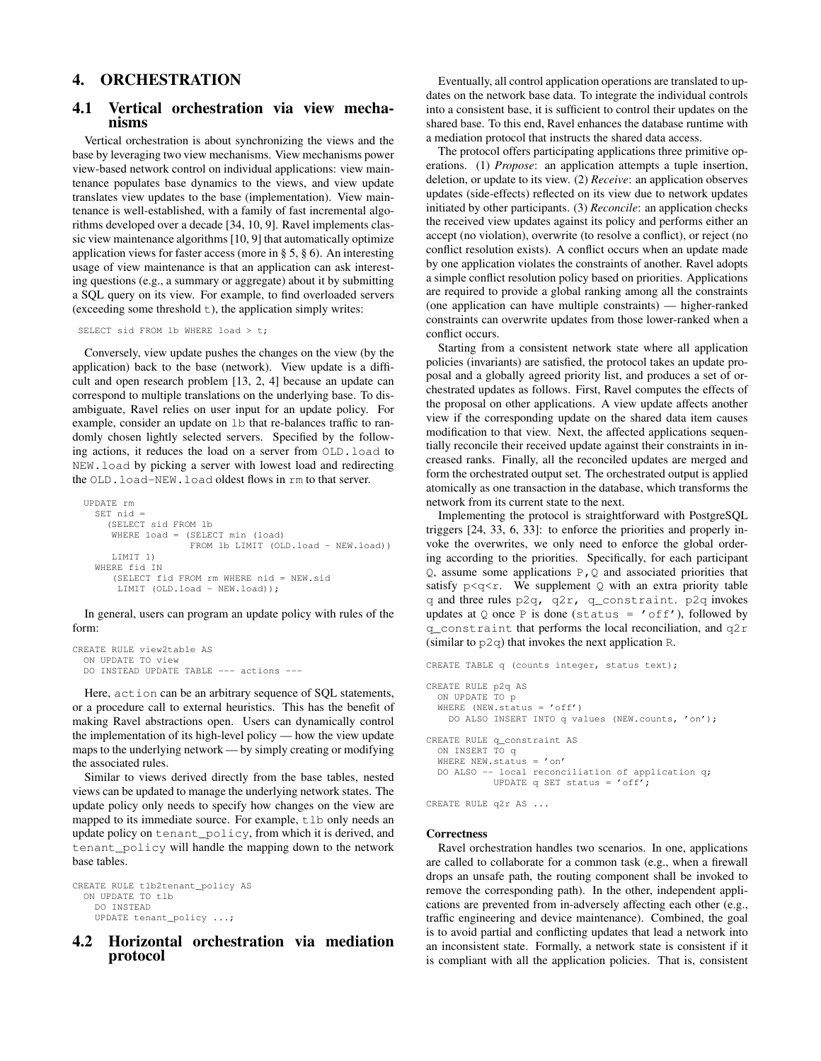# 4. ORCHESTRATION

## 4.1 Vertical orchestration via view mechanisms

Vertical orchestration is about synchronizing the views and the base by leveraging two view mechanisms. View mechanisms power view-based network control on individual applications: view maintenance populates base dynamics to the views, and view update translates view updates to the base (implementation). View maintenance is well-established, with a family of fast incremental algorithms developed over a decade [34, 10, 9]. Ravel implements classic view maintenance algorithms [10, 9] that automatically optimize application views for faster access (more in § 5, § 6). An interesting usage of view maintenance is that an application can ask interesting questions (e.g., a summary or aggregate) about it by submitting a SQL query on its view. For example, to find overloaded servers (exceeding some threshold `t`), the application simply writes:

```
SELECT sid FROM lb WHERE load > t;
```

Conversely, view update pushes the changes on the view (by the application) back to the base (network). View update is a difficult and open research problem [13, 2, 4] because an update can correspond to multiple translations on the underlying base. To disambiguate, Ravel relies on user input for an update policy. For example, consider an update on `lb` that re-balances traffic to randomly chosen lightly selected servers. Specified by the following actions, it reduces the load on a server from `OLD.load` to `NEW.load` by picking a server with lowest load and redirecting the `OLD.load-NEW.load` oldest flows in `rm` to that server.

```
UPDATE rm
  SET nid =
    (SELECT sid FROM lb
     WHERE load = (SELECT min (load)
                   FROM lb LIMIT (OLD.load - NEW.load))
     LIMIT 1)
  WHERE fid IN
     (SELECT fid FROM rm WHERE nid = NEW.sid
      LIMIT (OLD.load - NEW.load));
```

In general, users can program an update policy with rules of the form:

```
CREATE RULE view2table AS
  ON UPDATE TO view
  DO INSTEAD UPDATE TABLE --- actions ---
```

Here, `action` can be an arbitrary sequence of SQL statements, or a procedure call to external heuristics. This has the benefit of making Ravel abstractions open. Users can dynamically control the implementation of its high-level policy — how the view update maps to the underlying network — by simply creating or modifying the associated rules.

Similar to views derived directly from the base tables, nested views can be updated to manage the underlying network states. The update policy only needs to specify how changes on the view are mapped to its immediate source. For example, `tlb` only needs an update policy on `tenant_policy`, from which it is derived, and `tenant_policy` will handle the mapping down to the network base tables.

```
CREATE RULE tlb2tenant_policy AS
  ON UPDATE TO tlb
    DO INSTEAD
    UPDATE tenant_policy ...;
```

## 4.2 Horizontal orchestration via mediation protocol

Eventually, all control application operations are translated to updates on the network base data. To integrate the individual controls into a consistent base, it is sufficient to control their updates on the shared base. To this end, Ravel enhances the database runtime with a mediation protocol that instructs the shared data access.

The protocol offers participating applications three primitive operations. (1) *Propose*: an application attempts a tuple insertion, deletion, or update to its view. (2) *Receive*: an application observes updates (side-effects) reflected on its view due to network updates initiated by other participants. (3) *Reconcile*: an application checks the received view updates against its policy and performs either an accept (no violation), overwrite (to resolve a conflict), or reject (no conflict resolution exists). A conflict occurs when an update made by one application violates the constraints of another. Ravel adopts a simple conflict resolution policy based on priorities. Applications are required to provide a global ranking among all the constraints (one application can have multiple constraints) — higher-ranked constraints can overwrite updates from those lower-ranked when a conflict occurs.

Starting from a consistent network state where all application policies (invariants) are satisfied, the protocol takes an update proposal and a globally agreed priority list, and produces a set of orchestrated updates as follows. First, Ravel computes the effects of the proposal on other applications. A view update affects another view if the corresponding update on the shared data item causes modification to that view. Next, the affected applications sequentially reconcile their received update against their constraints in increased ranks. Finally, all the reconciled updates are merged and form the orchestrated output set. The orchestrated output is applied atomically as one transaction in the database, which transforms the network from its current state to the next.

Implementing the protocol is straightforward with PostgreSQL triggers [24, 33, 6, 33]: to enforce the priorities and properly invoke the overwrites, we only need to enforce the global ordering according to the priorities. Specifically, for each participant `Q`, assume some applications `P,Q` and associated priorities that satisfy `p<q<r`. We supplement `Q` with an extra priority table `q` and three rules `p2q, q2r, q_constraint`. `p2q` invokes updates at `Q` once `P` is done (`status = 'off'`), followed by `q_constraint` that performs the local reconciliation, and `q2r` (similar to `p2q`) that invokes the next application `R`.

```
CREATE TABLE q (counts integer, status text);

CREATE RULE p2q AS
  ON UPDATE TO p
  WHERE (NEW.status = 'off')
    DO ALSO INSERT INTO q values (NEW.counts, 'on');

CREATE RULE q_constraint AS
  ON INSERT TO q
  WHERE NEW.status = 'on'
  DO ALSO -- local reconciliation of application q;
           UPDATE q SET status = 'off';

CREATE RULE q2r AS ...
```

**Correctness**

Ravel orchestration handles two scenarios. In one, applications are called to collaborate for a common task (e.g., when a firewall drops an unsafe path, the routing component shall be invoked to remove the corresponding path). In the other, independent applications are prevented from in-adversely affecting each other (e.g., traffic engineering and device maintenance). Combined, the goal is to avoid partial and conflicting updates that lead a network into an inconsistent state. Formally, a network state is consistent if it is compliant with all the application policies. That is, consistent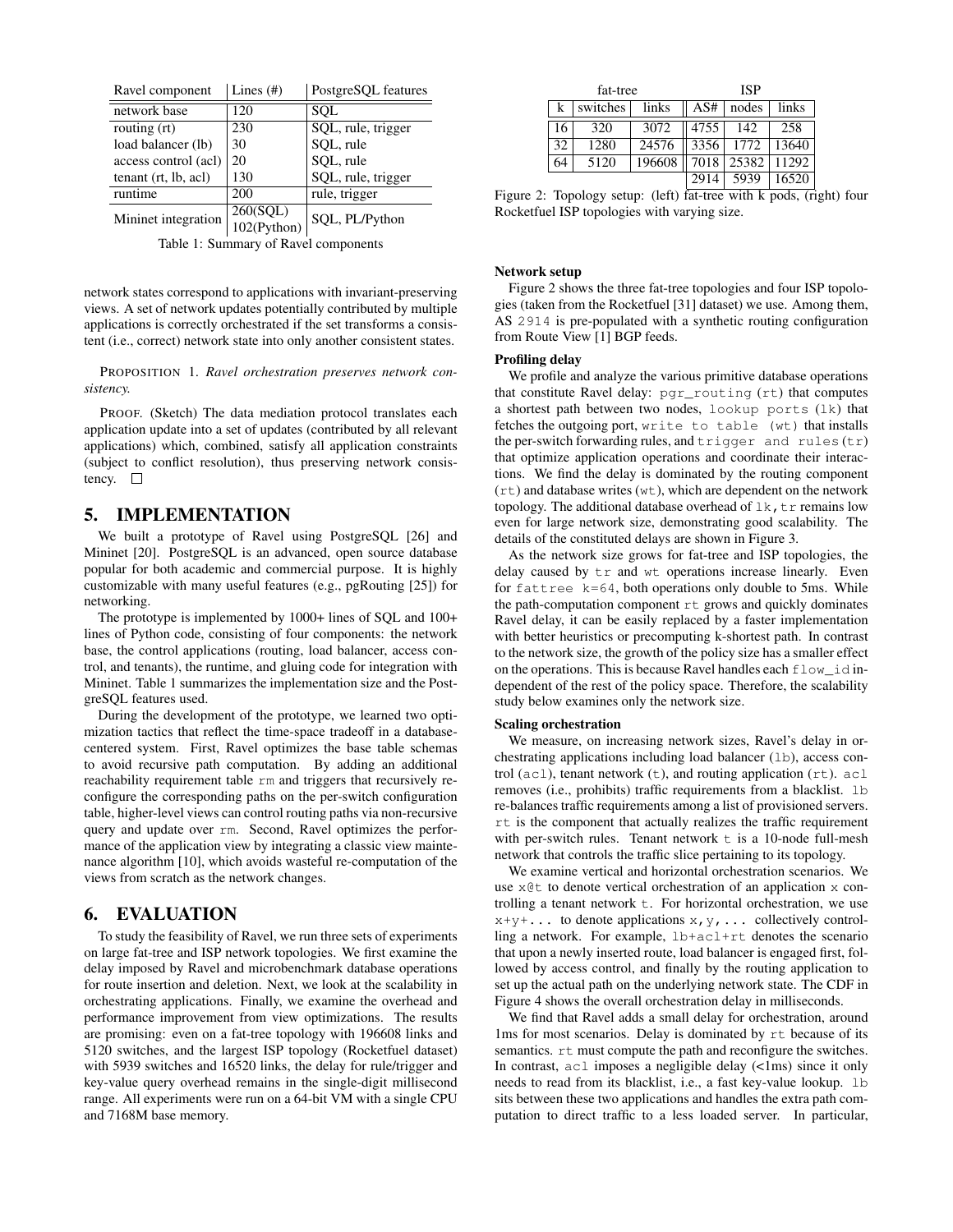| Ravel component | Lines (#) | PostgreSQL features |
|---|---|---|
| network base | 120 | SQL |
| routing (rt) | 230 | SQL, rule, trigger |
| load balancer (lb) | 30 | SQL, rule |
| access control (acl) | 20 | SQL, rule |
| tenant (rt, lb, acl) | 130 | SQL, rule, trigger |
| runtime | 200 | rule, trigger |
| Mininet integration | 260(SQL) 102(Python) | SQL, PL/Python |

Table 1: Summary of Ravel components

network states correspond to applications with invariant-preserving views. A set of network updates potentially contributed by multiple applications is correctly orchestrated if the set transforms a consistent (i.e., correct) network state into only another consistent states.

PROPOSITION 1. *Ravel orchestration preserves network consistency.*

PROOF. (Sketch) The data mediation protocol translates each application update into a set of updates (contributed by all relevant applications) which, combined, satisfy all application constraints (subject to conflict resolution), thus preserving network consistency. □

# 5. IMPLEMENTATION

We built a prototype of Ravel using PostgreSQL [26] and Mininet [20]. PostgreSQL is an advanced, open source database popular for both academic and commercial purpose. It is highly customizable with many useful features (e.g., pgRouting [25]) for networking.

The prototype is implemented by 1000+ lines of SQL and 100+ lines of Python code, consisting of four components: the network base, the control applications (routing, load balancer, access control, and tenants), the runtime, and gluing code for integration with Mininet. Table 1 summarizes the implementation size and the PostgreSQL features used.

During the development of the prototype, we learned two optimization tactics that reflect the time-space tradeoff in a database-centered system. First, Ravel optimizes the base table schemas to avoid recursive path computation. By adding an additional reachability requirement table `rm` and triggers that recursively reconfigure the corresponding paths on the per-switch configuration table, higher-level views can control routing paths via non-recursive query and update over `rm`. Second, Ravel optimizes the performance of the application view by integrating a classic view maintenance algorithm [10], which avoids wasteful re-computation of the views from scratch as the network changes.

# 6. EVALUATION

To study the feasibility of Ravel, we run three sets of experiments on large fat-tree and ISP network topologies. We first examine the delay imposed by Ravel and microbenchmark database operations for route insertion and deletion. Next, we look at the scalability in orchestrating applications. Finally, we examine the overhead and performance improvement from view optimizations. The results are promising: even on a fat-tree topology with 196608 links and 5120 switches, and the largest ISP topology (Rocketfuel dataset) with 5939 switches and 16520 links, the delay for rule/trigger and key-value query overhead remains in the single-digit millisecond range. All experiments were run on a 64-bit VM with a single CPU and 7168M base memory.

| fat-tree | | | ISP | | |
|---|---|---|---|---|---|
| k | switches | links | AS# | nodes | links |
| 16 | 320 | 3072 | 4755 | 142 | 258 |
| 32 | 1280 | 24576 | 3356 | 1772 | 13640 |
| 64 | 5120 | 196608 | 7018 | 25382 | 11292 |
| | | | 2914 | 5939 | 16520 |

Figure 2: Topology setup: (left) fat-tree with k pods, (right) four Rocketfuel ISP topologies with varying size.

**Network setup**

Figure 2 shows the three fat-tree topologies and four ISP topologies (taken from the Rocketfuel [31] dataset) we use. Among them, AS `2914` is pre-populated with a synthetic routing configuration from Route View [1] BGP feeds.

**Profiling delay**

We profile and analyze the various primitive database operations that constitute Ravel delay: `pgr_routing` (`rt`) that computes a shortest path between two nodes, `lookup ports` (`lk`) that fetches the outgoing port, `write to table` (`wt`) that installs the per-switch forwarding rules, and `trigger and rules`(`tr`) that optimize application operations and coordinate their interactions. We find the delay is dominated by the routing component (`rt`) and database writes (`wt`), which are dependent on the network topology. The additional database overhead of `lk,tr` remains low even for large network size, demonstrating good scalability. The details of the constituted delays are shown in Figure 3.

As the network size grows for fat-tree and ISP topologies, the delay caused by `tr` and `wt` operations increase linearly. Even for `fattree k=64`, both operations only double to 5ms. While the path-computation component `rt` grows and quickly dominates Ravel delay, it can be easily replaced by a faster implementation with better heuristics or precomputing k-shortest path. In contrast to the network size, the growth of the policy size has a smaller effect on the operations. This is because Ravel handles each `flow_id` independent of the rest of the policy space. Therefore, the scalability study below examines only the network size.

**Scaling orchestration**

We measure, on increasing network sizes, Ravel's delay in orchestrating applications including load balancer (`lb`), access control (`acl`), tenant network (`t`), and routing application (`rt`). `acl` removes (i.e., prohibits) traffic requirements from a blacklist. `lb` re-balances traffic requirements among a list of provisioned servers. `rt` is the component that actually realizes the traffic requirement with per-switch rules. Tenant network `t` is a 10-node full-mesh network that controls the traffic slice pertaining to its topology.

We examine vertical and horizontal orchestration scenarios. We use `x@t` to denote vertical orchestration of an application `x` controlling a tenant network `t`. For horizontal orchestration, we use `x+y+...` to denote applications `x,y,...` collectively controlling a network. For example, `lb+acl+rt` denotes the scenario that upon a newly inserted route, load balancer is engaged first, followed by access control, and finally by the routing application to set up the actual path on the underlying network state. The CDF in Figure 4 shows the overall orchestration delay in milliseconds.

We find that Ravel adds a small delay for orchestration, around 1ms for most scenarios. Delay is dominated by `rt` because of its semantics. `rt` must compute the path and reconfigure the switches. In contrast, `acl` imposes a negligible delay (<1ms) since it only needs to read from its blacklist, i.e., a fast key-value lookup. `lb` sits between these two applications and handles the extra path computation to direct traffic to a less loaded server. In particular,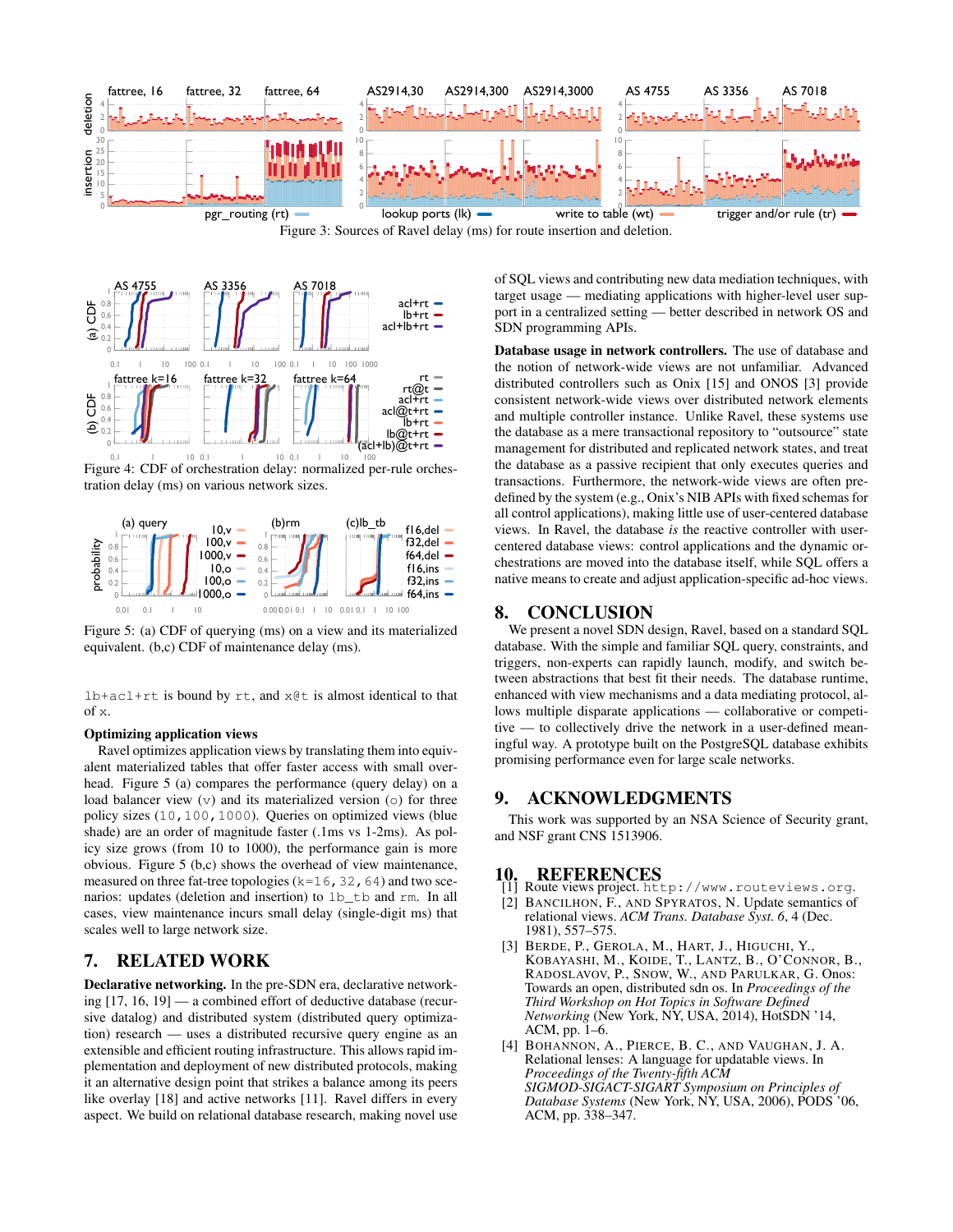Figure 3: Sources of Ravel delay (ms) for route insertion and deletion.

Figure 4: CDF of orchestration delay: normalized per-rule orchestration delay (ms) on various network sizes.

Figure 5: (a) CDF of querying (ms) on a view and its materialized equivalent. (b,c) CDF of maintenance delay (ms).

`lb+acl+rt` is bound by `rt`, and `x@t` is almost identical to that of `x`.

### Optimizing application views

Ravel optimizes application views by translating them into equivalent materialized tables that offer faster access with small overhead. Figure 5 (a) compares the performance (query delay) on a load balancer view (`v`) and its materialized version (`o`) for three policy sizes (`10,100,1000`). Queries on optimized views (blue shade) are an order of magnitude faster (.1ms vs 1-2ms). As policy size grows (from 10 to 1000), the performance gain is more obvious. Figure 5 (b,c) shows the overhead of view maintenance, measured on three fat-tree topologies (`k=16, 32, 64`) and two scenarios: updates (deletion and insertion) to `lb_tb` and `rm`. In all cases, view maintenance incurs small delay (single-digit ms) that scales well to large network size.

## 7. RELATED WORK

**Declarative networking.** In the pre-SDN era, declarative networking [17, 16, 19] — a combined effort of deductive database (recursive datalog) and distributed system (distributed query optimization) research — uses a distributed recursive query engine as an extensible and efficient routing infrastructure. This allows rapid implementation and deployment of new distributed protocols, making it an alternative design point that strikes a balance among its peers like overlay [18] and active networks [11]. Ravel differs in every aspect. We build on relational database research, making novel use of SQL views and contributing new data mediation techniques, with target usage — mediating applications with higher-level user support in a centralized setting — better described in network OS and SDN programming APIs.

**Database usage in network controllers.** The use of database and the notion of network-wide views are not unfamiliar. Advanced distributed controllers such as Onix [15] and ONOS [3] provide consistent network-wide views over distributed network elements and multiple controller instance. Unlike Ravel, these systems use the database as a mere transactional repository to "outsource" state management for distributed and replicated network states, and treat the database as a passive recipient that only executes queries and transactions. Furthermore, the network-wide views are often predefined by the system (e.g., Onix's NIB APIs with fixed schemas for all control applications), making little use of user-centered database views. In Ravel, the database *is* the reactive controller with user-centered database views: control applications and the dynamic orchestrations are moved into the database itself, while SQL offers a native means to create and adjust application-specific ad-hoc views.

## 8. CONCLUSION

We present a novel SDN design, Ravel, based on a standard SQL database. With the simple and familiar SQL query, constraints, and triggers, non-experts can rapidly launch, modify, and switch between abstractions that best fit their needs. The database runtime, enhanced with view mechanisms and a data mediating protocol, allows multiple disparate applications — collaborative or competitive — to collectively drive the network in a user-defined meaningful way. A prototype built on the PostgreSQL database exhibits promising performance even for large scale networks.

## 9. ACKNOWLEDGMENTS

This work was supported by an NSA Science of Security grant, and NSF grant CNS 1513906.

## 10. REFERENCES

[1] Route views project. `http://www.routeviews.org`.

[2] BANCILHON, F., AND SPYRATOS, N. Update semantics of relational views. *ACM Trans. Database Syst. 6*, 4 (Dec. 1981), 557–575.

[3] BERDE, P., GEROLA, M., HART, J., HIGUCHI, Y., KOBAYASHI, M., KOIDE, T., LANTZ, B., O'CONNOR, B., RADOSLAVOV, P., SNOW, W., AND PARULKAR, G. Onos: Towards an open, distributed sdn os. In *Proceedings of the Third Workshop on Hot Topics in Software Defined Networking* (New York, NY, USA, 2014), HotSDN '14, ACM, pp. 1–6.

[4] BOHANNON, A., PIERCE, B. C., AND VAUGHAN, J. A. Relational lenses: A language for updatable views. In *Proceedings of the Twenty-fifth ACM SIGMOD-SIGACT-SIGART Symposium on Principles of Database Systems* (New York, NY, USA, 2006), PODS '06, ACM, pp. 338–347.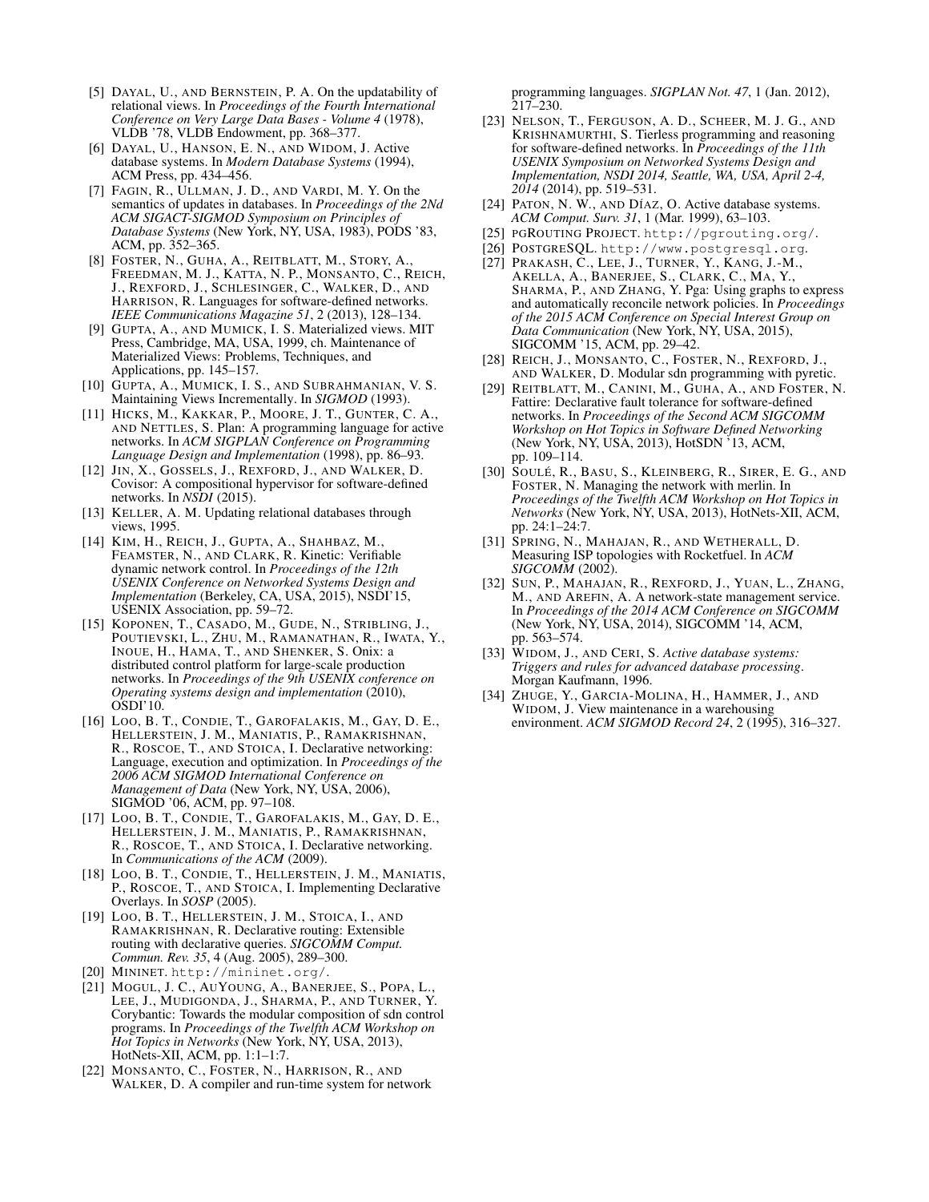[5] Dayal, U., and Bernstein, P. A. On the updatability of relational views. In *Proceedings of the Fourth International Conference on Very Large Data Bases - Volume 4* (1978), VLDB '78, VLDB Endowment, pp. 368–377.

[6] Dayal, U., Hanson, E. N., and Widom, J. Active database systems. In *Modern Database Systems* (1994), ACM Press, pp. 434–456.

[7] Fagin, R., Ullman, J. D., and Vardi, M. Y. On the semantics of updates in databases. In *Proceedings of the 2Nd ACM SIGACT-SIGMOD Symposium on Principles of Database Systems* (New York, NY, USA, 1983), PODS '83, ACM, pp. 352–365.

[8] Foster, N., Guha, A., Reitblatt, M., Story, A., Freedman, M. J., Katta, N. P., Monsanto, C., Reich, J., Rexford, J., Schlesinger, C., Walker, D., and Harrison, R. Languages for software-defined networks. *IEEE Communications Magazine 51*, 2 (2013), 128–134.

[9] Gupta, A., and Mumick, I. S. Materialized views. MIT Press, Cambridge, MA, USA, 1999, ch. Maintenance of Materialized Views: Problems, Techniques, and Applications, pp. 145–157.

[10] Gupta, A., Mumick, I. S., and Subrahmanian, V. S. Maintaining Views Incrementally. In *SIGMOD* (1993).

[11] Hicks, M., Kakkar, P., Moore, J. T., Gunter, C. A., and Nettles, S. Plan: A programming language for active networks. In *ACM SIGPLAN Conference on Programming Language Design and Implementation* (1998), pp. 86–93.

[12] Jin, X., Gossels, J., Rexford, J., and Walker, D. Covisor: A compositional hypervisor for software-defined networks. In *NSDI* (2015).

[13] Keller, A. M. Updating relational databases through views, 1995.

[14] Kim, H., Reich, J., Gupta, A., Shahbaz, M., Feamster, N., and Clark, R. Kinetic: Verifiable dynamic network control. In *Proceedings of the 12th USENIX Conference on Networked Systems Design and Implementation* (Berkeley, CA, USA, 2015), NSDI'15, USENIX Association, pp. 59–72.

[15] Koponen, T., Casado, M., Gude, N., Stribling, J., Poutievski, L., Zhu, M., Ramanathan, R., Iwata, Y., Inoue, H., Hama, T., and Shenker, S. Onix: a distributed control platform for large-scale production networks. In *Proceedings of the 9th USENIX conference on Operating systems design and implementation* (2010), OSDI'10.

[16] Loo, B. T., Condie, T., Garofalakis, M., Gay, D. E., Hellerstein, J. M., Maniatis, P., Ramakrishnan, R., Roscoe, T., and Stoica, I. Declarative networking: Language, execution and optimization. In *Proceedings of the 2006 ACM SIGMOD International Conference on Management of Data* (New York, NY, USA, 2006), SIGMOD '06, ACM, pp. 97–108.

[17] Loo, B. T., Condie, T., Garofalakis, M., Gay, D. E., Hellerstein, J. M., Maniatis, P., Ramakrishnan, R., Roscoe, T., and Stoica, I. Declarative networking. In *Communications of the ACM* (2009).

[18] Loo, B. T., Condie, T., Hellerstein, J. M., Maniatis, P., Roscoe, T., and Stoica, I. Implementing Declarative Overlays. In *SOSP* (2005).

[19] Loo, B. T., Hellerstein, J. M., Stoica, I., and Ramakrishnan, R. Declarative routing: Extensible routing with declarative queries. *SIGCOMM Comput. Commun. Rev. 35*, 4 (Aug. 2005), 289–300.

[20] Mininet. `http://mininet.org/`.

[21] Mogul, J. C., AuYoung, A., Banerjee, S., Popa, L., Lee, J., Mudigonda, J., Sharma, P., and Turner, Y. Corybantic: Towards the modular composition of sdn control programs. In *Proceedings of the Twelfth ACM Workshop on Hot Topics in Networks* (New York, NY, USA, 2013), HotNets-XII, ACM, pp. 1:1–1:7.

[22] Monsanto, C., Foster, N., Harrison, R., and Walker, D. A compiler and run-time system for network programming languages. *SIGPLAN Not. 47*, 1 (Jan. 2012), 217–230.

[23] Nelson, T., Ferguson, A. D., Scheer, M. J. G., and Krishnamurthi, S. Tierless programming and reasoning for software-defined networks. In *Proceedings of the 11th USENIX Symposium on Networked Systems Design and Implementation, NSDI 2014, Seattle, WA, USA, April 2-4, 2014* (2014), pp. 519–531.

[24] Paton, N. W., and Díaz, O. Active database systems. *ACM Comput. Surv. 31*, 1 (Mar. 1999), 63–103.

[25] pgRouting Project. `http://pgrouting.org/`.

[26] PostgreSQL. `http://www.postgresql.org`.

[27] Prakash, C., Lee, J., Turner, Y., Kang, J.-M., Akella, A., Banerjee, S., Clark, C., Ma, Y., Sharma, P., and Zhang, Y. Pga: Using graphs to express and automatically reconcile network policies. In *Proceedings of the 2015 ACM Conference on Special Interest Group on Data Communication* (New York, NY, USA, 2015), SIGCOMM '15, ACM, pp. 29–42.

[28] Reich, J., Monsanto, C., Foster, N., Rexford, J., and Walker, D. Modular sdn programming with pyretic.

[29] Reitblatt, M., Canini, M., Guha, A., and Foster, N. Fattire: Declarative fault tolerance for software-defined networks. In *Proceedings of the Second ACM SIGCOMM Workshop on Hot Topics in Software Defined Networking* (New York, NY, USA, 2013), HotSDN '13, ACM, pp. 109–114.

[30] Soulé, R., Basu, S., Kleinberg, R., Sirer, E. G., and Foster, N. Managing the network with merlin. In *Proceedings of the Twelfth ACM Workshop on Hot Topics in Networks* (New York, NY, USA, 2013), HotNets-XII, ACM, pp. 24:1–24:7.

[31] Spring, N., Mahajan, R., and Wetherall, D. Measuring ISP topologies with Rocketfuel. In *ACM SIGCOMM* (2002).

[32] Sun, P., Mahajan, R., Rexford, J., Yuan, L., Zhang, M., and Arefin, A. A network-state management service. In *Proceedings of the 2014 ACM Conference on SIGCOMM* (New York, NY, USA, 2014), SIGCOMM '14, ACM, pp. 563–574.

[33] Widom, J., and Ceri, S. *Active database systems: Triggers and rules for advanced database processing*. Morgan Kaufmann, 1996.

[34] Zhuge, Y., Garcia-Molina, H., Hammer, J., and Widom, J. View maintenance in a warehousing environment. *ACM SIGMOD Record 24*, 2 (1995), 316–327.